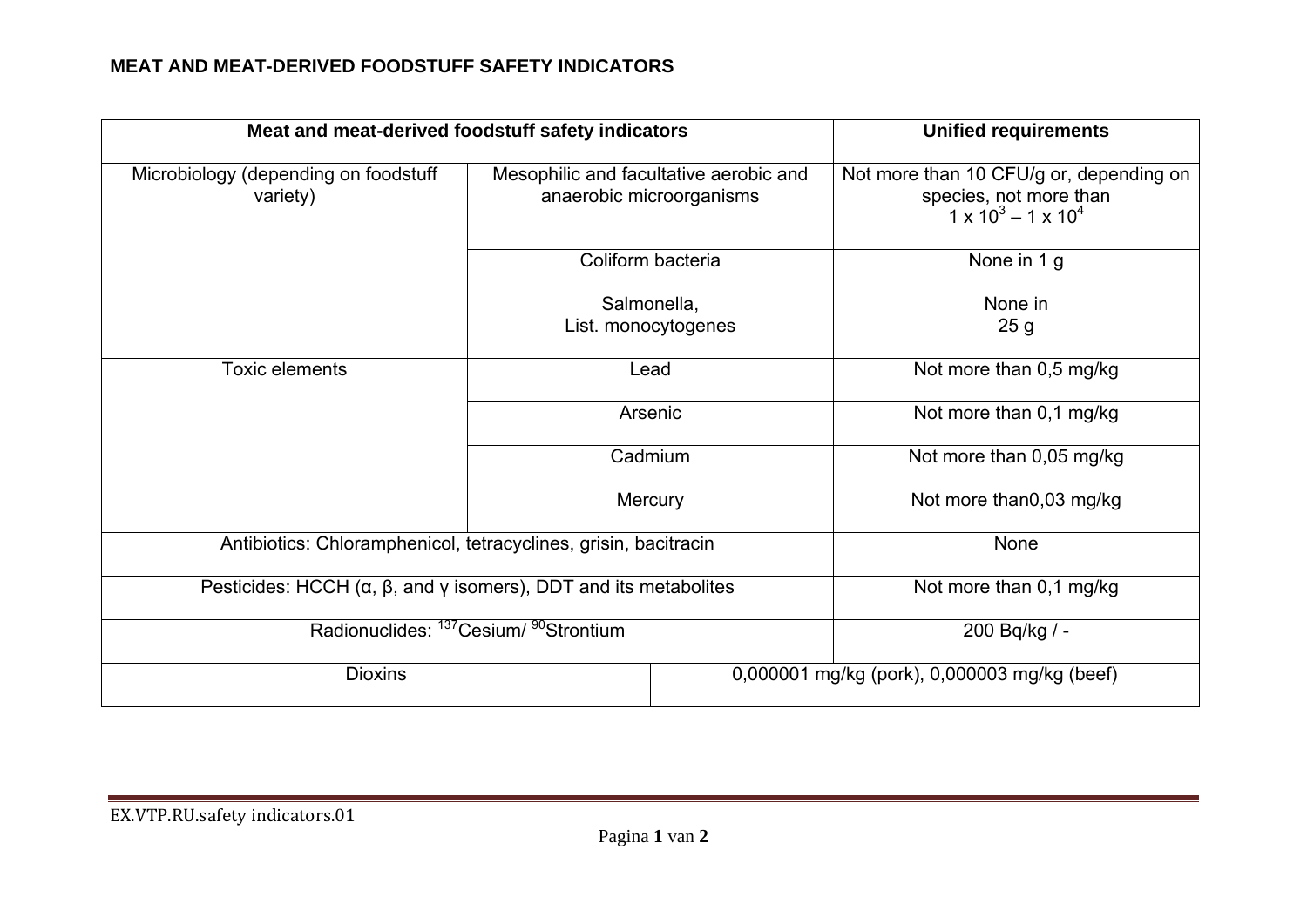**MEAT AND MEAT-DERIVED FOODSTUFF SAFETY INDICATORS**

| Meat and meat-derived foodstuff safety indicators | | Unified requirements |
|---|---|---|
| Microbiology (depending on foodstuff variety) | Mesophilic and facultative aerobic and anaerobic microorganisms | Not more than 10 CFU/g or, depending on species, not more than $1 \times 10^3 - 1 \times 10^4$ |
| | Coliform bacteria | None in 1 g |
| | Salmonella, List. monocytogenes | None in 25 g |
| Toxic elements | Lead | Not more than 0,5 mg/kg |
| | Arsenic | Not more than 0,1 mg/kg |
| | Cadmium | Not more than 0,05 mg/kg |
| | Mercury | Not more than0,03 mg/kg |
| Antibiotics: Chloramphenicol, tetracyclines, grisin, bacitracin | | None |
| Pesticides: HCCH (α, β, and γ isomers), DDT and its metabolites | | Not more than 0,1 mg/kg |
| Radionuclides: $^{137}$Cesium/ $^{90}$Strontium | | 200 Bq/kg / - |
| Dioxins | | 0,000001 mg/kg (pork), 0,000003 mg/kg (beef) |

EX.VTP.RU.safety indicators.01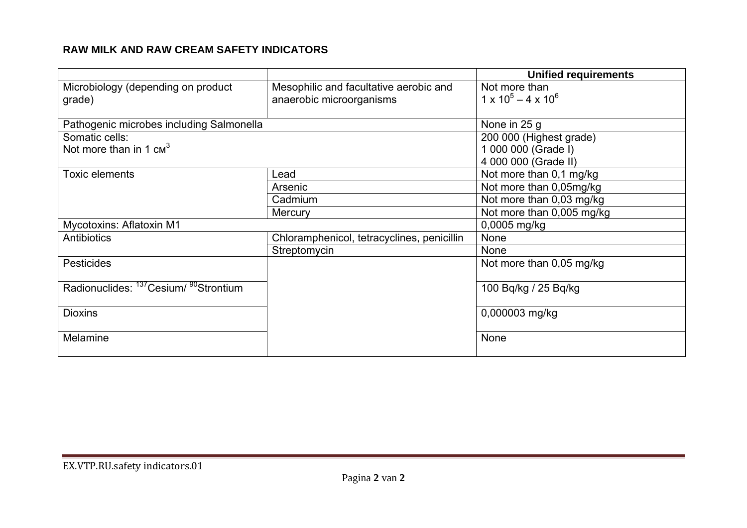## RAW MILK AND RAW CREAM SAFETY INDICATORS

| | | Unified requirements |
|---|---|---|
| Microbiology (depending on product grade) | Mesophilic and facultative aerobic and anaerobic microorganisms | Not more than $1 \times 10^5 – 4 \times 10^6$ |
| Pathogenic microbes including Salmonella | | None in 25 g |
| Somatic cells: Not more than in 1 $см^3$ | | 200 000 (Highest grade)<br>1 000 000 (Grade I)<br>4 000 000 (Grade II) |
| Toxic elements | Lead | Not more than 0,1 mg/kg |
| | Arsenic | Not more than 0,05mg/kg |
| | Cadmium | Not more than 0,03 mg/kg |
| | Mercury | Not more than 0,005 mg/kg |
| Mycotoxins: Aflatoxin M1 | | 0,0005 mg/kg |
| Antibiotics | Chloramphenicol, tetracyclines, penicillin | None |
| | Streptomycin | None |
| Pesticides | | Not more than 0,05 mg/kg |
| Radionuclides: $^{137}$Cesium/ $^{90}$Strontium | | 100 Bq/kg / 25 Bq/kg |
| Dioxins | | 0,000003 mg/kg |
| Melamine | | None |

EX.VTP.RU.safety indicators.01